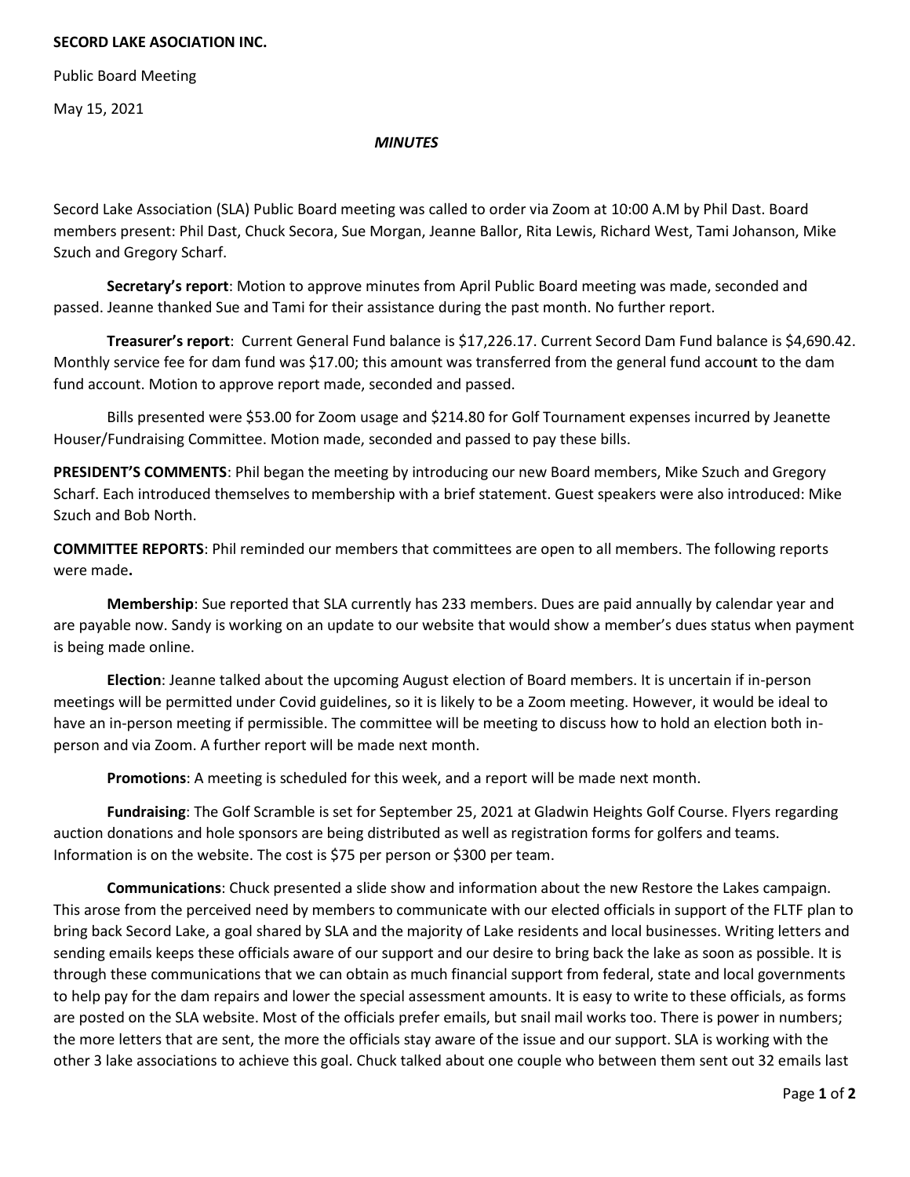**SECORD LAKE ASOCIATION INC.**

Public Board Meeting

May 15, 2021

***MINUTES***

Secord Lake Association (SLA) Public Board meeting was called to order via Zoom at 10:00 A.M by Phil Dast. Board members present: Phil Dast, Chuck Secora, Sue Morgan, Jeanne Ballor, Rita Lewis, Richard West, Tami Johanson, Mike Szuch and Gregory Scharf.

**Secretary's report**: Motion to approve minutes from April Public Board meeting was made, seconded and passed. Jeanne thanked Sue and Tami for their assistance during the past month. No further report.

**Treasurer's report**: Current General Fund balance is $17,226.17. Current Secord Dam Fund balance is $4,690.42. Monthly service fee for dam fund was $17.00; this amount was transferred from the general fund account to the dam fund account. Motion to approve report made, seconded and passed.

Bills presented were $53.00 for Zoom usage and $214.80 for Golf Tournament expenses incurred by Jeanette Houser/Fundraising Committee. Motion made, seconded and passed to pay these bills.

**PRESIDENT'S COMMENTS**: Phil began the meeting by introducing our new Board members, Mike Szuch and Gregory Scharf. Each introduced themselves to membership with a brief statement. Guest speakers were also introduced: Mike Szuch and Bob North.

**COMMITTEE REPORTS**: Phil reminded our members that committees are open to all members. The following reports were made**.**

**Membership**: Sue reported that SLA currently has 233 members. Dues are paid annually by calendar year and are payable now. Sandy is working on an update to our website that would show a member's dues status when payment is being made online.

**Election**: Jeanne talked about the upcoming August election of Board members. It is uncertain if in-person meetings will be permitted under Covid guidelines, so it is likely to be a Zoom meeting. However, it would be ideal to have an in-person meeting if permissible. The committee will be meeting to discuss how to hold an election both in-person and via Zoom. A further report will be made next month.

**Promotions**: A meeting is scheduled for this week, and a report will be made next month.

**Fundraising**: The Golf Scramble is set for September 25, 2021 at Gladwin Heights Golf Course. Flyers regarding auction donations and hole sponsors are being distributed as well as registration forms for golfers and teams. Information is on the website. The cost is $75 per person or $300 per team.

**Communications**: Chuck presented a slide show and information about the new Restore the Lakes campaign. This arose from the perceived need by members to communicate with our elected officials in support of the FLTF plan to bring back Secord Lake, a goal shared by SLA and the majority of Lake residents and local businesses. Writing letters and sending emails keeps these officials aware of our support and our desire to bring back the lake as soon as possible. It is through these communications that we can obtain as much financial support from federal, state and local governments to help pay for the dam repairs and lower the special assessment amounts. It is easy to write to these officials, as forms are posted on the SLA website. Most of the officials prefer emails, but snail mail works too. There is power in numbers; the more letters that are sent, the more the officials stay aware of the issue and our support. SLA is working with the other 3 lake associations to achieve this goal. Chuck talked about one couple who between them sent out 32 emails last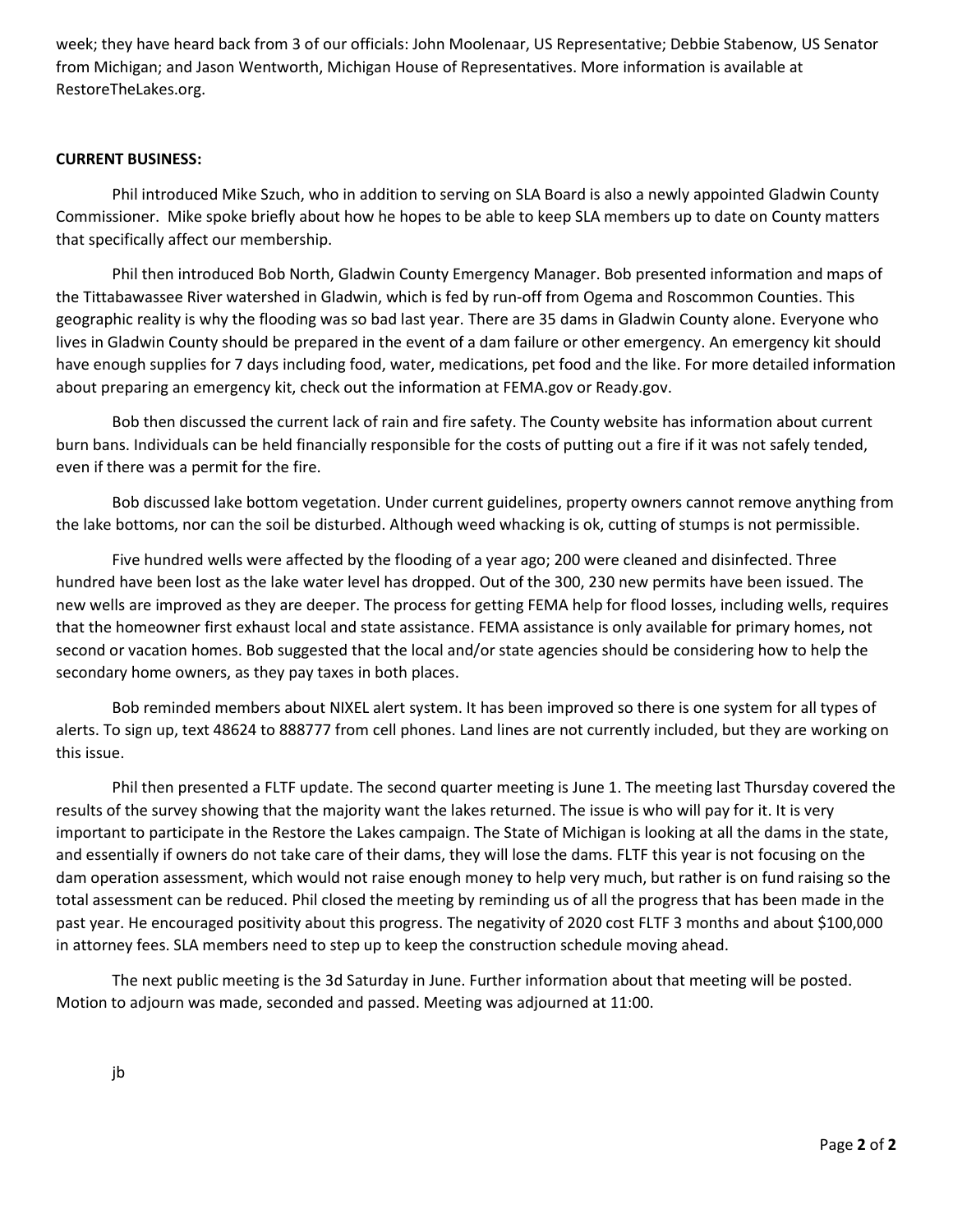week; they have heard back from 3 of our officials: John Moolenaar, US Representative; Debbie Stabenow, US Senator from Michigan; and Jason Wentworth, Michigan House of Representatives. More information is available at RestoreTheLakes.org.

**CURRENT BUSINESS:**

Phil introduced Mike Szuch, who in addition to serving on SLA Board is also a newly appointed Gladwin County Commissioner. Mike spoke briefly about how he hopes to be able to keep SLA members up to date on County matters that specifically affect our membership.

Phil then introduced Bob North, Gladwin County Emergency Manager. Bob presented information and maps of the Tittabawassee River watershed in Gladwin, which is fed by run-off from Ogema and Roscommon Counties. This geographic reality is why the flooding was so bad last year. There are 35 dams in Gladwin County alone. Everyone who lives in Gladwin County should be prepared in the event of a dam failure or other emergency. An emergency kit should have enough supplies for 7 days including food, water, medications, pet food and the like. For more detailed information about preparing an emergency kit, check out the information at FEMA.gov or Ready.gov.

Bob then discussed the current lack of rain and fire safety. The County website has information about current burn bans. Individuals can be held financially responsible for the costs of putting out a fire if it was not safely tended, even if there was a permit for the fire.

Bob discussed lake bottom vegetation. Under current guidelines, property owners cannot remove anything from the lake bottoms, nor can the soil be disturbed. Although weed whacking is ok, cutting of stumps is not permissible.

Five hundred wells were affected by the flooding of a year ago; 200 were cleaned and disinfected. Three hundred have been lost as the lake water level has dropped. Out of the 300, 230 new permits have been issued. The new wells are improved as they are deeper. The process for getting FEMA help for flood losses, including wells, requires that the homeowner first exhaust local and state assistance. FEMA assistance is only available for primary homes, not second or vacation homes. Bob suggested that the local and/or state agencies should be considering how to help the secondary home owners, as they pay taxes in both places.

Bob reminded members about NIXEL alert system. It has been improved so there is one system for all types of alerts. To sign up, text 48624 to 888777 from cell phones. Land lines are not currently included, but they are working on this issue.

Phil then presented a FLTF update. The second quarter meeting is June 1. The meeting last Thursday covered the results of the survey showing that the majority want the lakes returned. The issue is who will pay for it. It is very important to participate in the Restore the Lakes campaign. The State of Michigan is looking at all the dams in the state, and essentially if owners do not take care of their dams, they will lose the dams. FLTF this year is not focusing on the dam operation assessment, which would not raise enough money to help very much, but rather is on fund raising so the total assessment can be reduced. Phil closed the meeting by reminding us of all the progress that has been made in the past year. He encouraged positivity about this progress. The negativity of 2020 cost FLTF 3 months and about $100,000 in attorney fees. SLA members need to step up to keep the construction schedule moving ahead.

The next public meeting is the 3d Saturday in June. Further information about that meeting will be posted. Motion to adjourn was made, seconded and passed. Meeting was adjourned at 11:00.

jb